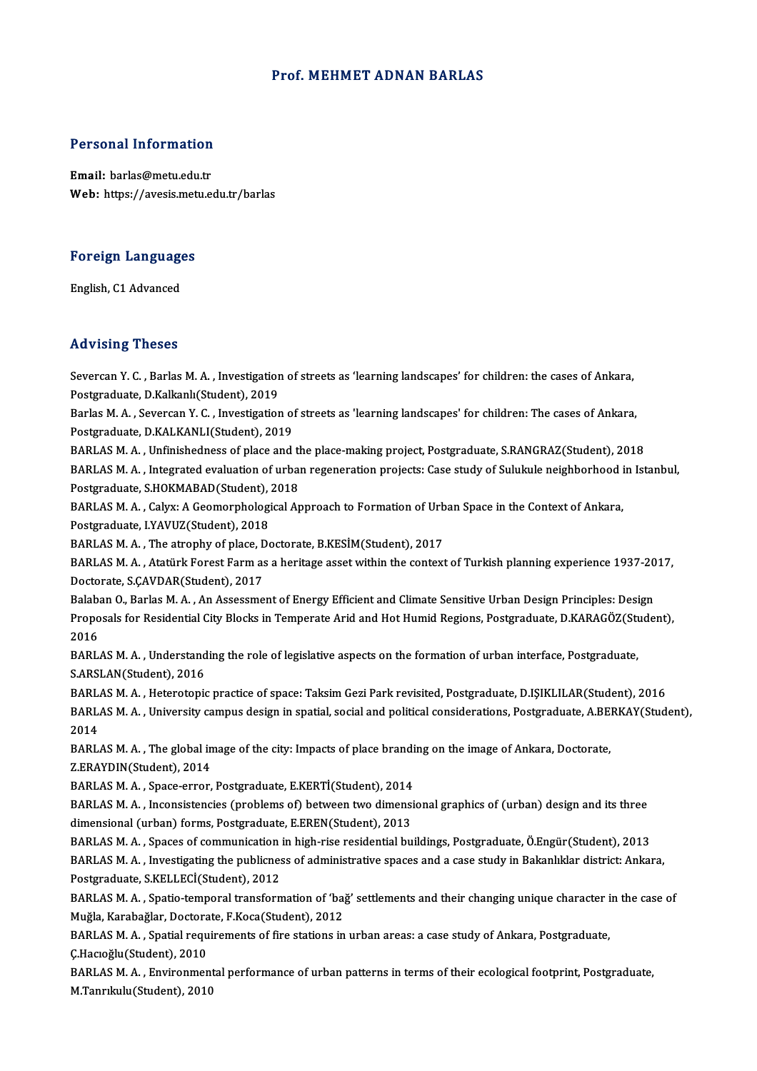# Prof. MEHMET ADNAN BARLAS

## Personal Information

**Email:** barlas@metu.edu.tr
**Web:** https://avesis.metu.edu.tr/barlas

## Foreign Languages

English, C1 Advanced

## Advising Theses

Severcan Y. C. , Barlas M. A. , Investigation of streets as 'learning landscapes' for children: the cases of Ankara, Postgraduate, D.Kalkanlı(Student), 2019

Barlas M. A. , Severcan Y. C. , Investigation of streets as 'learning landscapes' for children: The cases of Ankara, Postgraduate, D.KALKANLI(Student), 2019

BARLAS M. A. , Unfinishedness of place and the place-making project, Postgraduate, S.RANGRAZ(Student), 2018

BARLAS M. A. , Integrated evaluation of urban regeneration projects: Case study of Sulukule neighborhood in Istanbul, Postgraduate, S.HOKMABAD(Student), 2018

BARLAS M. A. , Calyx: A Geomorphological Approach to Formation of Urban Space in the Context of Ankara, Postgraduate, I.YAVUZ(Student), 2018

BARLAS M. A. , The atrophy of place, Doctorate, B.KESİM(Student), 2017

BARLAS M. A. , Atatürk Forest Farm as a heritage asset within the context of Turkish planning experience 1937-2017, Doctorate, S.ÇAVDAR(Student), 2017

Balaban O., Barlas M. A. , An Assessment of Energy Efficient and Climate Sensitive Urban Design Principles: Design Proposals for Residential City Blocks in Temperate Arid and Hot Humid Regions, Postgraduate, D.KARAGÖZ(Student), 2016

BARLAS M. A. , Understanding the role of legislative aspects on the formation of urban interface, Postgraduate, S.ARSLAN(Student), 2016

BARLAS M. A. , Heterotopic practice of space: Taksim Gezi Park revisited, Postgraduate, D.IŞIKLILAR(Student), 2016

BARLAS M. A. , University campus design in spatial, social and political considerations, Postgraduate, A.BERKAY(Student), 2014

BARLAS M. A. , The global image of the city: Impacts of place branding on the image of Ankara, Doctorate, Z.ERAYDIN(Student), 2014

BARLAS M. A. , Space-error, Postgraduate, E.KERTİ(Student), 2014

BARLAS M. A. , Inconsistencies (problems of) between two dimensional graphics of (urban) design and its three dimensional (urban) forms, Postgraduate, E.EREN(Student), 2013

BARLAS M. A. , Spaces of communication in high-rise residential buildings, Postgraduate, Ö.Engür(Student), 2013

BARLAS M. A. , Investigating the publicness of administrative spaces and a case study in Bakanlıklar district: Ankara, Postgraduate, S.KELLECİ(Student), 2012

BARLAS M. A. , Spatio-temporal transformation of 'bağ' settlements and their changing unique character in the case of Muğla, Karabağlar, Doctorate, F.Koca(Student), 2012

BARLAS M. A. , Spatial requirements of fire stations in urban areas: a case study of Ankara, Postgraduate, Ç.Hacıoğlu(Student), 2010

BARLAS M. A. , Environmental performance of urban patterns in terms of their ecological footprint, Postgraduate, M.Tanrıkulu(Student), 2010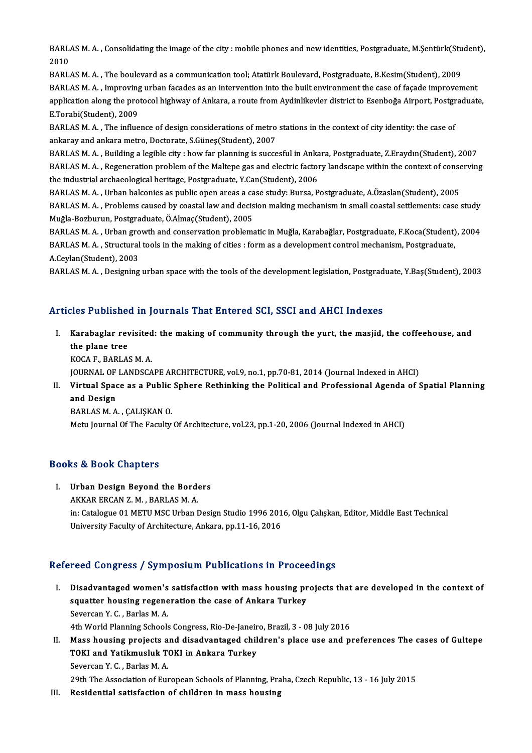BARLAS M. A. , Consolidating the image of the city : mobile phones and new identities, Postgraduate, M.Şentürk(Student), 2010

BARLAS M. A. , The boulevard as a communication tool; Atatürk Boulevard, Postgraduate, B.Kesim(Student), 2009

BARLAS M. A. , Improving urban facades as an intervention into the built environment the case of façade improvement application along the protocol highway of Ankara, a route from Aydinlikevler district to Esenboğa Airport, Postgraduate, E.Torabi(Student), 2009

BARLAS M. A. , The influence of design considerations of metro stations in the context of city identity: the case of ankaray and ankara metro, Doctorate, S.Güneş(Student), 2007

BARLAS M. A. , Building a legible city : how far planning is succesful in Ankara, Postgraduate, Z.Eraydın(Student), 2007

BARLAS M. A. , Regeneration problem of the Maltepe gas and electric factory landscape within the context of conserving the industrial archaeological heritage, Postgraduate, Y.Can(Student), 2006

BARLAS M. A. , Urban balconies as public open areas a case study: Bursa, Postgraduate, A.Özaslan(Student), 2005

BARLAS M. A. , Problems caused by coastal law and decision making mechanism in small coastal settlements: case study Muğla-Bozburun, Postgraduate, Ö.Almaç(Student), 2005

BARLAS M. A. , Urban growth and conservation problematic in Muğla, Karabağlar, Postgraduate, F.Koca(Student), 2004

BARLAS M. A. , Structural tools in the making of cities : form as a development control mechanism, Postgraduate, A.Ceylan(Student), 2003

BARLAS M. A. , Designing urban space with the tools of the development legislation, Postgraduate, Y.Baş(Student), 2003

## Articles Published in Journals That Entered SCI, SSCI and AHCI Indexes

I. **Karabaglar revisited: the making of community through the yurt, the masjid, the coffeehouse, and the plane tree**
   KOCA F., BARLAS M. A.
   JOURNAL OF LANDSCAPE ARCHITECTURE, vol.9, no.1, pp.70-81, 2014 (Journal Indexed in AHCI)

II. **Virtual Space as a Public Sphere Rethinking the Political and Professional Agenda of Spatial Planning and Design**
   BARLAS M. A. , ÇALIŞKAN O.
   Metu Journal Of The Faculty Of Architecture, vol.23, pp.1-20, 2006 (Journal Indexed in AHCI)

## Books & Book Chapters

I. **Urban Design Beyond the Borders**
   AKKAR ERCAN Z. M. , BARLAS M. A.
   in: Catalogue 01 METU MSC Urban Design Studio 1996 2016, Olgu Çalışkan, Editor, Middle East Technical University Faculty of Architecture, Ankara, pp.11-16, 2016

## Refereed Congress / Symposium Publications in Proceedings

I. **Disadvantaged women's satisfaction with mass housing projects that are developed in the context of squatter housing regeneration the case of Ankara Turkey**
   Severcan Y. C. , Barlas M. A.
   4th World Planning Schools Congress, Rio-De-Janeiro, Brazil, 3 - 08 July 2016

II. **Mass housing projects and disadvantaged children's place use and preferences The cases of Gultepe TOKI and Yatikmusluk TOKI in Ankara Turkey**
   Severcan Y. C. , Barlas M. A.
   29th The Association of European Schools of Planning, Praha, Czech Republic, 13 - 16 July 2015

III. **Residential satisfaction of children in mass housing**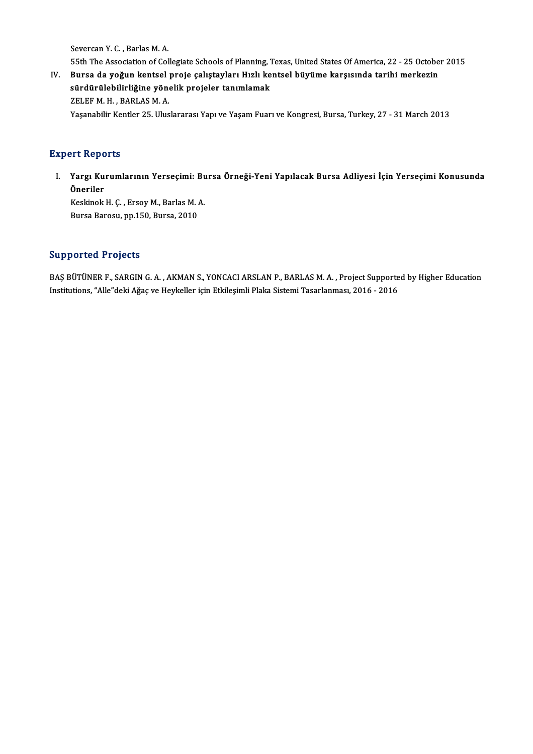Severcan Y. C. , Barlas M. A.
55th The Association of Collegiate Schools of Planning, Texas, United States Of America, 22 - 25 October 2015

IV. **Bursa da yoğun kentsel proje çalıştayları Hızlı kentsel büyüme karşısında tarihi merkezin sürdürülebilirliğine yönelik projeler tanımlamak**
ZELEF M. H. , BARLAS M. A.
Yaşanabilir Kentler 25. Uluslararası Yapı ve Yaşam Fuarı ve Kongresi, Bursa, Turkey, 27 - 31 March 2013

## Expert Reports

I. **Yargı Kurumlarının Yerseçimi: Bursa Örneği-Yeni Yapılacak Bursa Adliyesi İçin Yerseçimi Konusunda Öneriler**
Keskinok H. Ç. , Ersoy M., Barlas M. A.
Bursa Barosu, pp.150, Bursa, 2010

## Supported Projects

BAŞ BÜTÜNER F., SARGIN G. A. , AKMAN S., YONCACI ARSLAN P., BARLAS M. A. , Project Supported by Higher Education Institutions, "Alle"deki Ağaç ve Heykeller için Etkileşimli Plaka Sistemi Tasarlanması, 2016 - 2016